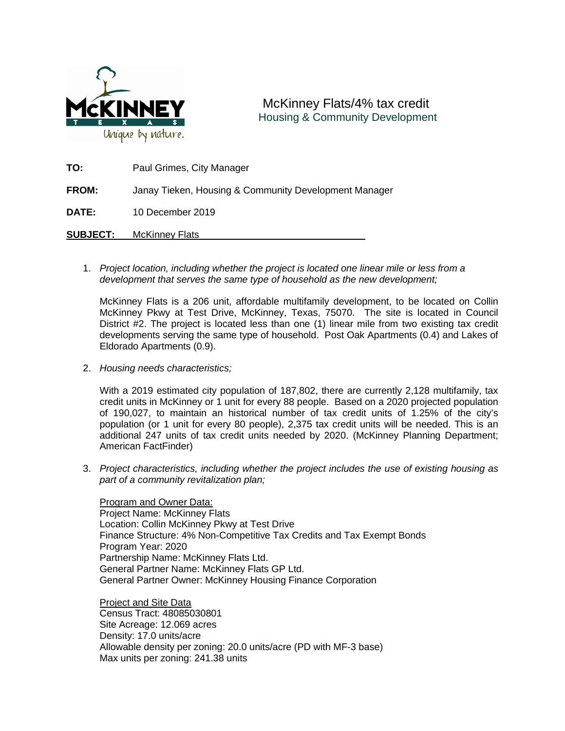McKinney Flats/4% tax credit
Housing & Community Development

**TO:** Paul Grimes, City Manager

**FROM:** Janay Tieken, Housing & Community Development Manager

**DATE:** 10 December 2019

**SUBJECT:** McKinney Flats

1. *Project location, including whether the project is located one linear mile or less from a development that serves the same type of household as the new development;*

   McKinney Flats is a 206 unit, affordable multifamily development, to be located on Collin McKinney Pkwy at Test Drive, McKinney, Texas, 75070. The site is located in Council District #2. The project is located less than one (1) linear mile from two existing tax credit developments serving the same type of household. Post Oak Apartments (0.4) and Lakes of Eldorado Apartments (0.9).

2. *Housing needs characteristics;*

   With a 2019 estimated city population of 187,802, there are currently 2,128 multifamily, tax credit units in McKinney or 1 unit for every 88 people. Based on a 2020 projected population of 190,027, to maintain an historical number of tax credit units of 1.25% of the city's population (or 1 unit for every 80 people), 2,375 tax credit units will be needed. This is an additional 247 units of tax credit units needed by 2020. (McKinney Planning Department; American FactFinder)

3. *Project characteristics, including whether the project includes the use of existing housing as part of a community revitalization plan;*

   Program and Owner Data:
   Project Name: McKinney Flats
   Location: Collin McKinney Pkwy at Test Drive
   Finance Structure: 4% Non-Competitive Tax Credits and Tax Exempt Bonds
   Program Year: 2020
   Partnership Name: McKinney Flats Ltd.
   General Partner Name: McKinney Flats GP Ltd.
   General Partner Owner: McKinney Housing Finance Corporation

   Project and Site Data
   Census Tract: 48085030801
   Site Acreage: 12.069 acres
   Density: 17.0 units/acre
   Allowable density per zoning: 20.0 units/acre (PD with MF-3 base)
   Max units per zoning: 241.38 units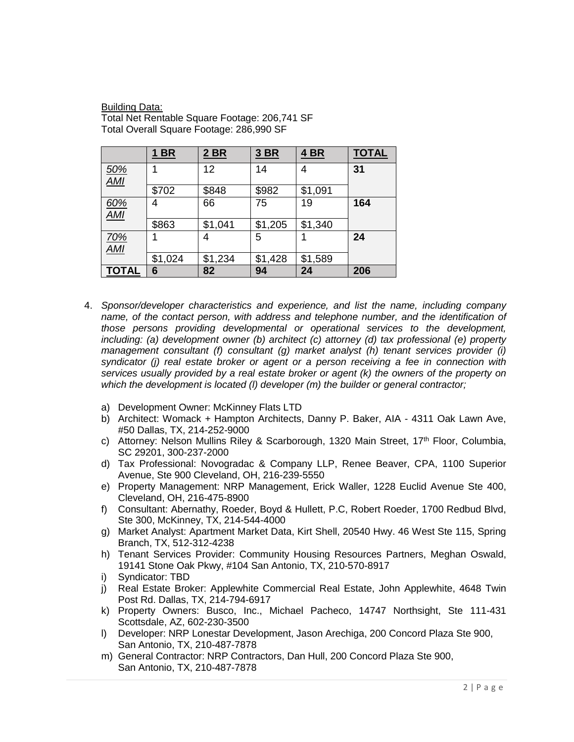Building Data:
Total Net Rentable Square Footage: 206,741 SF
Total Overall Square Footage: 286,990 SF

| | **1 BR** | **2 BR** | **3 BR** | **4 BR** | **TOTAL** |
|---|---|---|---|---|---|
| *50% AMI* | 1 | 12 | 14 | 4 | **31** |
| | $702 | $848 | $982 | $1,091 | |
| *60% AMI* | 4 | 66 | 75 | 19 | **164** |
| | $863 | $1,041 | $1,205 | $1,340 | |
| *70% AMI* | 1 | 4 | 5 | 1 | **24** |
| | $1,024 | $1,234 | $1,428 | $1,589 | |
| **TOTAL** | **6** | **82** | **94** | **24** | **206** |

4. *Sponsor/developer characteristics and experience, and list the name, including company name, of the contact person, with address and telephone number, and the identification of those persons providing developmental or operational services to the development, including: (a) development owner (b) architect (c) attorney (d) tax professional (e) property management consultant (f) consultant (g) market analyst (h) tenant services provider (i) syndicator (j) real estate broker or agent or a person receiving a fee in connection with services usually provided by a real estate broker or agent (k) the owners of the property on which the development is located (l) developer (m) the builder or general contractor;*

   a) Development Owner: McKinney Flats LTD
   b) Architect: Womack + Hampton Architects, Danny P. Baker, AIA - 4311 Oak Lawn Ave, #50 Dallas, TX, 214-252-9000
   c) Attorney: Nelson Mullins Riley & Scarborough, 1320 Main Street, 17th Floor, Columbia, SC 29201, 300-237-2000
   d) Tax Professional: Novogradac & Company LLP, Renee Beaver, CPA, 1100 Superior Avenue, Ste 900 Cleveland, OH, 216-239-5550
   e) Property Management: NRP Management, Erick Waller, 1228 Euclid Avenue Ste 400, Cleveland, OH, 216-475-8900
   f) Consultant: Abernathy, Roeder, Boyd & Hullett, P.C, Robert Roeder, 1700 Redbud Blvd, Ste 300, McKinney, TX, 214-544-4000
   g) Market Analyst: Apartment Market Data, Kirt Shell, 20540 Hwy. 46 West Ste 115, Spring Branch, TX, 512-312-4238
   h) Tenant Services Provider: Community Housing Resources Partners, Meghan Oswald, 19141 Stone Oak Pkwy, #104 San Antonio, TX, 210-570-8917
   i) Syndicator: TBD
   j) Real Estate Broker: Applewhite Commercial Real Estate, John Applewhite, 4648 Twin Post Rd. Dallas, TX, 214-794-6917
   k) Property Owners: Busco, Inc., Michael Pacheco, 14747 Northsight, Ste 111-431 Scottsdale, AZ, 602-230-3500
   l) Developer: NRP Lonestar Development, Jason Arechiga, 200 Concord Plaza Ste 900, San Antonio, TX, 210-487-7878
   m) General Contractor: NRP Contractors, Dan Hull, 200 Concord Plaza Ste 900, San Antonio, TX, 210-487-7878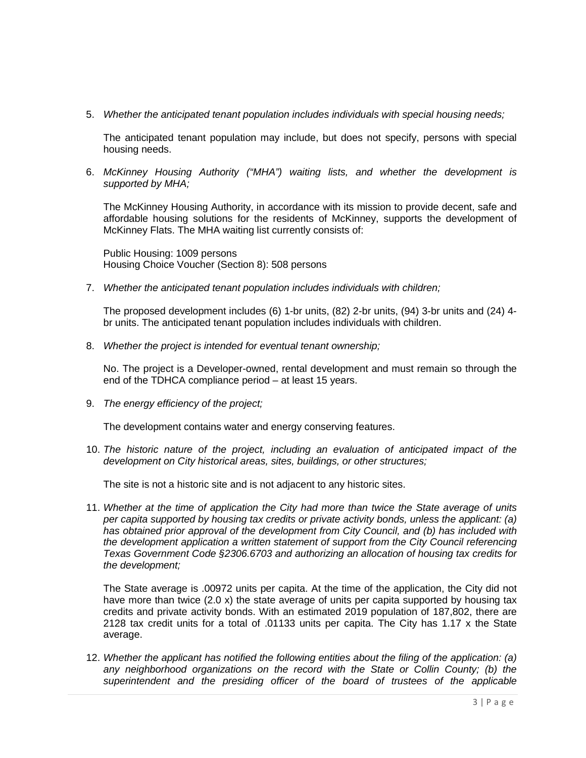5. *Whether the anticipated tenant population includes individuals with special housing needs;*

   The anticipated tenant population may include, but does not specify, persons with special housing needs.

6. *McKinney Housing Authority ("MHA") waiting lists, and whether the development is supported by MHA;*

   The McKinney Housing Authority, in accordance with its mission to provide decent, safe and affordable housing solutions for the residents of McKinney, supports the development of McKinney Flats. The MHA waiting list currently consists of:

   Public Housing: 1009 persons
   Housing Choice Voucher (Section 8): 508 persons

7. *Whether the anticipated tenant population includes individuals with children;*

   The proposed development includes (6) 1-br units, (82) 2-br units, (94) 3-br units and (24) 4-br units. The anticipated tenant population includes individuals with children.

8. *Whether the project is intended for eventual tenant ownership;*

   No. The project is a Developer-owned, rental development and must remain so through the end of the TDHCA compliance period – at least 15 years.

9. *The energy efficiency of the project;*

   The development contains water and energy conserving features.

10. *The historic nature of the project, including an evaluation of anticipated impact of the development on City historical areas, sites, buildings, or other structures;*

    The site is not a historic site and is not adjacent to any historic sites.

11. *Whether at the time of application the City had more than twice the State average of units per capita supported by housing tax credits or private activity bonds, unless the applicant: (a) has obtained prior approval of the development from City Council, and (b) has included with the development application a written statement of support from the City Council referencing Texas Government Code §2306.6703 and authorizing an allocation of housing tax credits for the development;*

    The State average is .00972 units per capita. At the time of the application, the City did not have more than twice (2.0 x) the state average of units per capita supported by housing tax credits and private activity bonds. With an estimated 2019 population of 187,802, there are 2128 tax credit units for a total of .01133 units per capita. The City has 1.17 x the State average.

12. *Whether the applicant has notified the following entities about the filing of the application: (a) any neighborhood organizations on the record with the State or Collin County; (b) the superintendent and the presiding officer of the board of trustees of the applicable*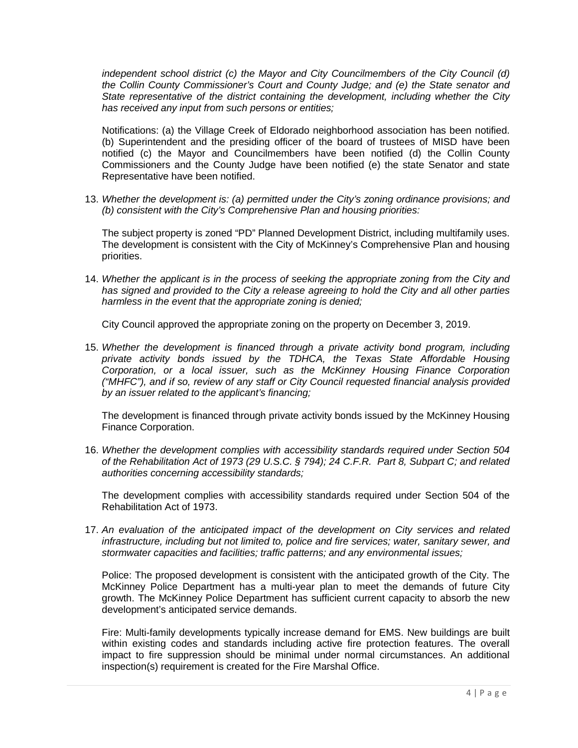*independent school district (c) the Mayor and City Councilmembers of the City Council (d) the Collin County Commissioner's Court and County Judge; and (e) the State senator and State representative of the district containing the development, including whether the City has received any input from such persons or entities;*

Notifications: (a) the Village Creek of Eldorado neighborhood association has been notified. (b) Superintendent and the presiding officer of the board of trustees of MISD have been notified (c) the Mayor and Councilmembers have been notified (d) the Collin County Commissioners and the County Judge have been notified (e) the state Senator and state Representative have been notified.

13. *Whether the development is: (a) permitted under the City's zoning ordinance provisions; and (b) consistent with the City's Comprehensive Plan and housing priorities:*

    The subject property is zoned "PD" Planned Development District, including multifamily uses. The development is consistent with the City of McKinney's Comprehensive Plan and housing priorities.

14. *Whether the applicant is in the process of seeking the appropriate zoning from the City and has signed and provided to the City a release agreeing to hold the City and all other parties harmless in the event that the appropriate zoning is denied;*

    City Council approved the appropriate zoning on the property on December 3, 2019.

15. *Whether the development is financed through a private activity bond program, including private activity bonds issued by the TDHCA, the Texas State Affordable Housing Corporation, or a local issuer, such as the McKinney Housing Finance Corporation ("MHFC"), and if so, review of any staff or City Council requested financial analysis provided by an issuer related to the applicant's financing;*

    The development is financed through private activity bonds issued by the McKinney Housing Finance Corporation.

16. *Whether the development complies with accessibility standards required under Section 504 of the Rehabilitation Act of 1973 (29 U.S.C. § 794); 24 C.F.R. Part 8, Subpart C; and related authorities concerning accessibility standards;*

    The development complies with accessibility standards required under Section 504 of the Rehabilitation Act of 1973.

17. *An evaluation of the anticipated impact of the development on City services and related infrastructure, including but not limited to, police and fire services; water, sanitary sewer, and stormwater capacities and facilities; traffic patterns; and any environmental issues;*

    Police: The proposed development is consistent with the anticipated growth of the City. The McKinney Police Department has a multi-year plan to meet the demands of future City growth. The McKinney Police Department has sufficient current capacity to absorb the new development's anticipated service demands.

    Fire: Multi-family developments typically increase demand for EMS. New buildings are built within existing codes and standards including active fire protection features. The overall impact to fire suppression should be minimal under normal circumstances. An additional inspection(s) requirement is created for the Fire Marshal Office.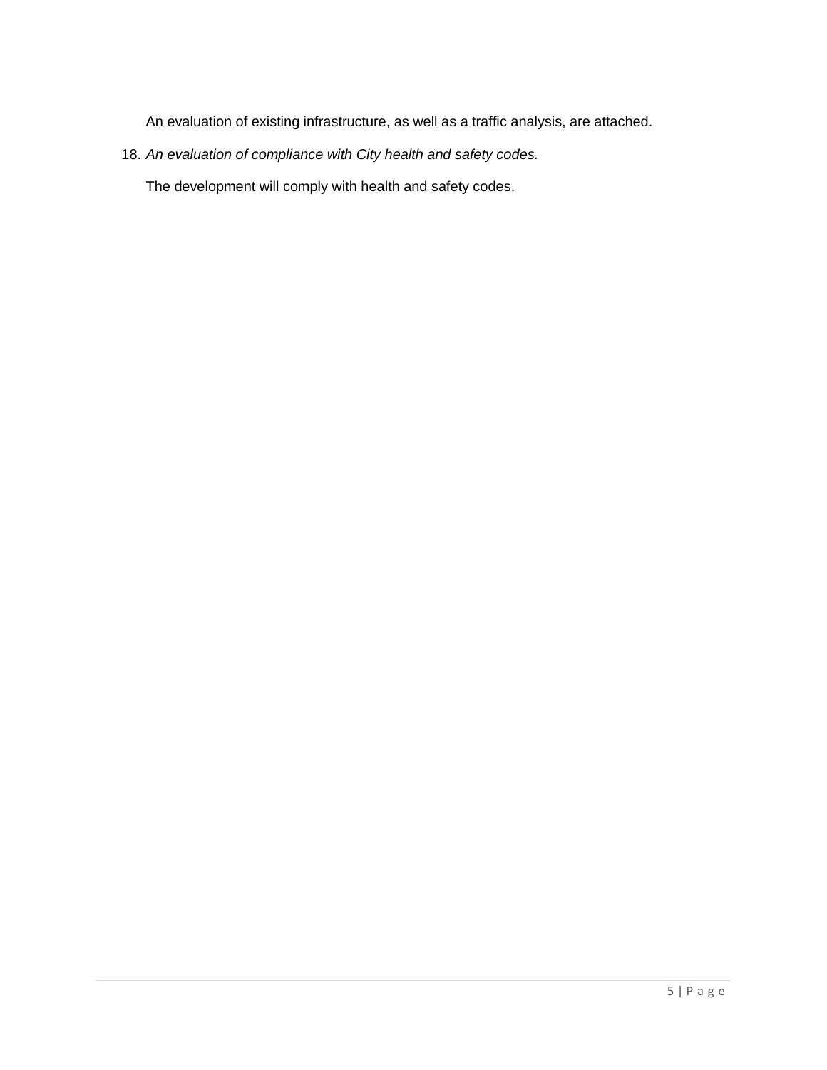An evaluation of existing infrastructure, as well as a traffic analysis, are attached.

18. *An evaluation of compliance with City health and safety codes.*

    The development will comply with health and safety codes.